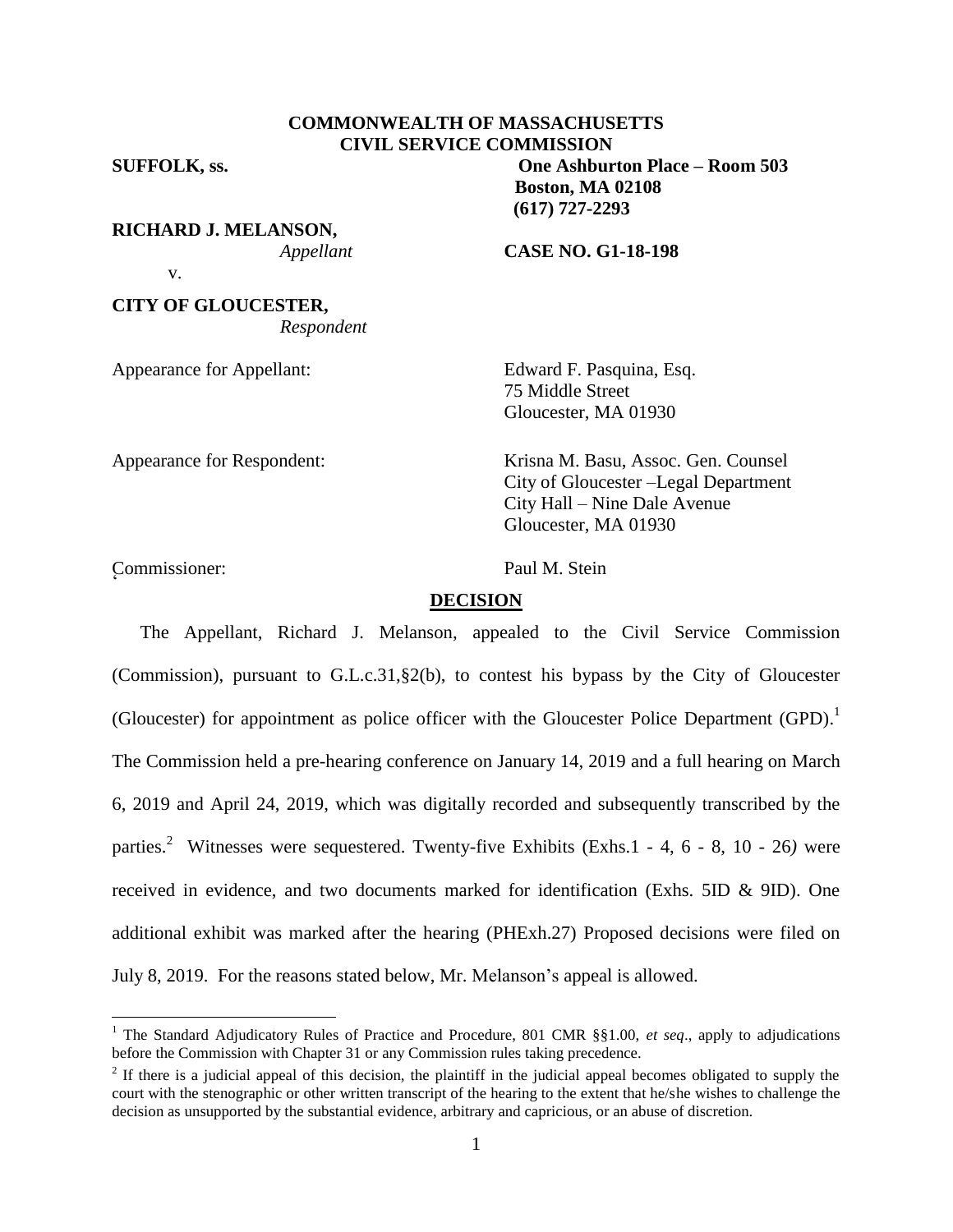**COMMONWEALTH OF MASSACHUSETTS**
**CIVIL SERVICE COMMISSION**

**SUFFOLK, ss.** **One Ashburton Place – Room 503**
**Boston, MA 02108**
**(617) 727-2293**

**RICHARD J. MELANSON,**
*Appellant* **CASE NO. G1-18-198**

v.

**CITY OF GLOUCESTER,**
*Respondent*

Appearance for Appellant: Edward F. Pasquina, Esq.
75 Middle Street
Gloucester, MA 01930

Appearance for Respondent: Krisna M. Basu, Assoc. Gen. Counsel
City of Gloucester –Legal Department
City Hall – Nine Dale Avenue
Gloucester, MA 01930

Commissioner: Paul M. Stein

## DECISION

The Appellant, Richard J. Melanson, appealed to the Civil Service Commission (Commission), pursuant to G.L.c.31,§2(b), to contest his bypass by the City of Gloucester (Gloucester) for appointment as police officer with the Gloucester Police Department (GPD).[1] The Commission held a pre-hearing conference on January 14, 2019 and a full hearing on March 6, 2019 and April 24, 2019, which was digitally recorded and subsequently transcribed by the parties.[2] Witnesses were sequestered. Twenty-five Exhibits (Exhs.1 - 4, 6 - 8, 10 - 26*)* were received in evidence, and two documents marked for identification (Exhs. 5ID & 9ID). One additional exhibit was marked after the hearing (PHExh.27) Proposed decisions were filed on July 8, 2019. For the reasons stated below, Mr. Melanson's appeal is allowed.

---

[1] The Standard Adjudicatory Rules of Practice and Procedure, 801 CMR §§1.00, *et seq*., apply to adjudications before the Commission with Chapter 31 or any Commission rules taking precedence.

[2] If there is a judicial appeal of this decision, the plaintiff in the judicial appeal becomes obligated to supply the court with the stenographic or other written transcript of the hearing to the extent that he/she wishes to challenge the decision as unsupported by the substantial evidence, arbitrary and capricious, or an abuse of discretion.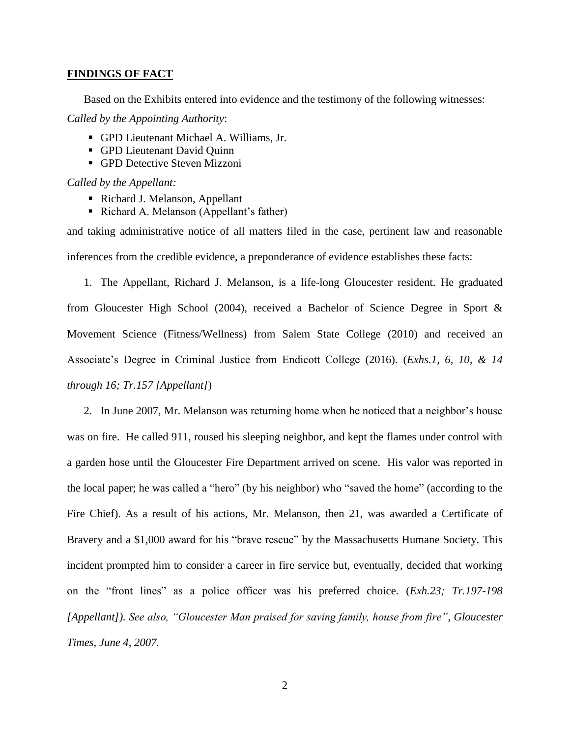**FINDINGS OF FACT**

Based on the Exhibits entered into evidence and the testimony of the following witnesses:

*Called by the Appointing Authority*:

- GPD Lieutenant Michael A. Williams, Jr.
- GPD Lieutenant David Quinn
- GPD Detective Steven Mizzoni

*Called by the Appellant:*

- Richard J. Melanson, Appellant
- Richard A. Melanson (Appellant's father)

and taking administrative notice of all matters filed in the case, pertinent law and reasonable inferences from the credible evidence, a preponderance of evidence establishes these facts:

1. The Appellant, Richard J. Melanson, is a life-long Gloucester resident. He graduated from Gloucester High School (2004), received a Bachelor of Science Degree in Sport & Movement Science (Fitness/Wellness) from Salem State College (2010) and received an Associate's Degree in Criminal Justice from Endicott College (2016). (*Exhs.1, 6, 10, & 14 through 16; Tr.157 [Appellant]*)

2. In June 2007, Mr. Melanson was returning home when he noticed that a neighbor's house was on fire. He called 911, roused his sleeping neighbor, and kept the flames under control with a garden hose until the Gloucester Fire Department arrived on scene. His valor was reported in the local paper; he was called a "hero" (by his neighbor) who "saved the home" (according to the Fire Chief). As a result of his actions, Mr. Melanson, then 21, was awarded a Certificate of Bravery and a $1,000 award for his "brave rescue" by the Massachusetts Humane Society. This incident prompted him to consider a career in fire service but, eventually, decided that working on the "front lines" as a police officer was his preferred choice. (*Exh.23; Tr.197-198 [Appellant]). See also, "Gloucester Man praised for saving family, house from fire", Gloucester Times, June 4, 2007.*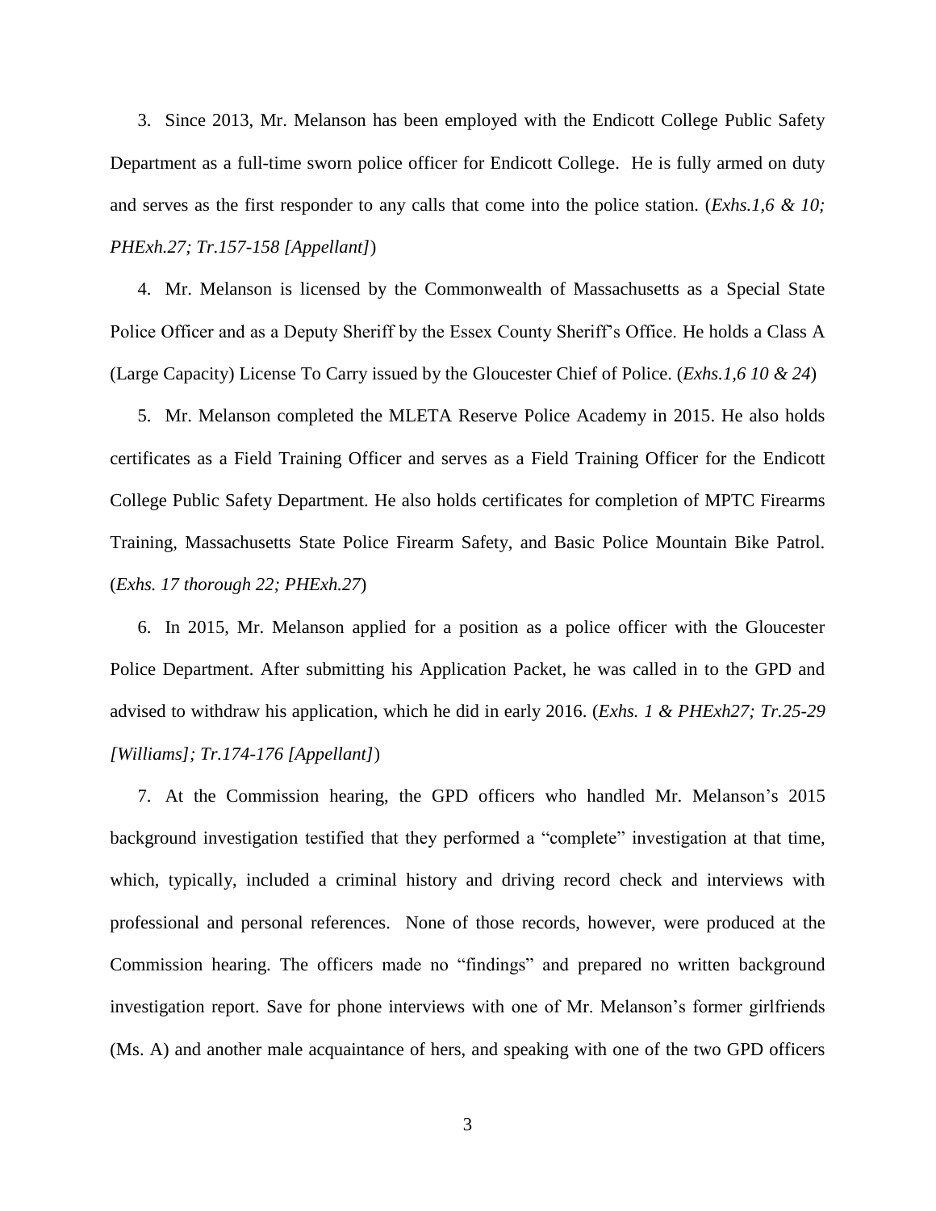3. Since 2013, Mr. Melanson has been employed with the Endicott College Public Safety Department as a full-time sworn police officer for Endicott College. He is fully armed on duty and serves as the first responder to any calls that come into the police station. (*Exhs.1,6 & 10; PHExh.27; Tr.157-158 [Appellant]*)

4. Mr. Melanson is licensed by the Commonwealth of Massachusetts as a Special State Police Officer and as a Deputy Sheriff by the Essex County Sheriff's Office. He holds a Class A (Large Capacity) License To Carry issued by the Gloucester Chief of Police. (*Exhs.1,6 10 & 24*)

5. Mr. Melanson completed the MLETA Reserve Police Academy in 2015. He also holds certificates as a Field Training Officer and serves as a Field Training Officer for the Endicott College Public Safety Department. He also holds certificates for completion of MPTC Firearms Training, Massachusetts State Police Firearm Safety, and Basic Police Mountain Bike Patrol. (*Exhs. 17 thorough 22; PHExh.27*)

6. In 2015, Mr. Melanson applied for a position as a police officer with the Gloucester Police Department. After submitting his Application Packet, he was called in to the GPD and advised to withdraw his application, which he did in early 2016. (*Exhs. 1 & PHExh27; Tr.25-29 [Williams]; Tr.174-176 [Appellant]*)

7. At the Commission hearing, the GPD officers who handled Mr. Melanson's 2015 background investigation testified that they performed a "complete" investigation at that time, which, typically, included a criminal history and driving record check and interviews with professional and personal references. None of those records, however, were produced at the Commission hearing. The officers made no "findings" and prepared no written background investigation report. Save for phone interviews with one of Mr. Melanson's former girlfriends (Ms. A) and another male acquaintance of hers, and speaking with one of the two GPD officers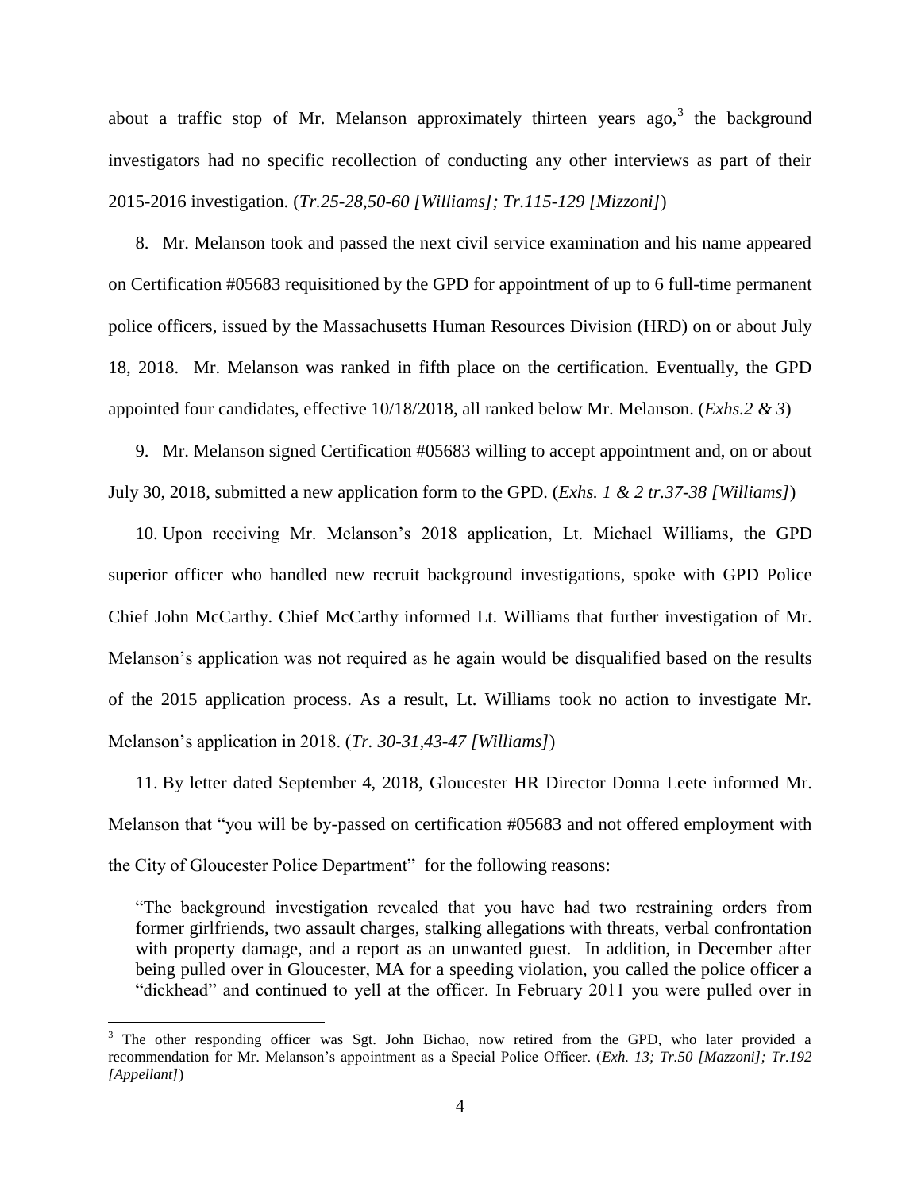about a traffic stop of Mr. Melanson approximately thirteen years ago,[3] the background investigators had no specific recollection of conducting any other interviews as part of their 2015-2016 investigation. (*Tr.25-28,50-60 [Williams]; Tr.115-129 [Mizzoni]*)

8. Mr. Melanson took and passed the next civil service examination and his name appeared on Certification #05683 requisitioned by the GPD for appointment of up to 6 full-time permanent police officers, issued by the Massachusetts Human Resources Division (HRD) on or about July 18, 2018. Mr. Melanson was ranked in fifth place on the certification. Eventually, the GPD appointed four candidates, effective 10/18/2018, all ranked below Mr. Melanson. (*Exhs.2 & 3*)

9. Mr. Melanson signed Certification #05683 willing to accept appointment and, on or about July 30, 2018, submitted a new application form to the GPD. (*Exhs. 1 & 2 tr.37-38 [Williams]*)

10. Upon receiving Mr. Melanson's 2018 application, Lt. Michael Williams, the GPD superior officer who handled new recruit background investigations, spoke with GPD Police Chief John McCarthy. Chief McCarthy informed Lt. Williams that further investigation of Mr. Melanson's application was not required as he again would be disqualified based on the results of the 2015 application process. As a result, Lt. Williams took no action to investigate Mr. Melanson's application in 2018. (*Tr. 30-31,43-47 [Williams]*)

11. By letter dated September 4, 2018, Gloucester HR Director Donna Leete informed Mr. Melanson that "you will be by-passed on certification #05683 and not offered employment with the City of Gloucester Police Department" for the following reasons:

> "The background investigation revealed that you have had two restraining orders from former girlfriends, two assault charges, stalking allegations with threats, verbal confrontation with property damage, and a report as an unwanted guest. In addition, in December after being pulled over in Gloucester, MA for a speeding violation, you called the police officer a "dickhead" and continued to yell at the officer. In February 2011 you were pulled over in

---

[3] The other responding officer was Sgt. John Bichao, now retired from the GPD, who later provided a recommendation for Mr. Melanson's appointment as a Special Police Officer. (*Exh. 13; Tr.50 [Mazzoni]; Tr.192 [Appellant]*)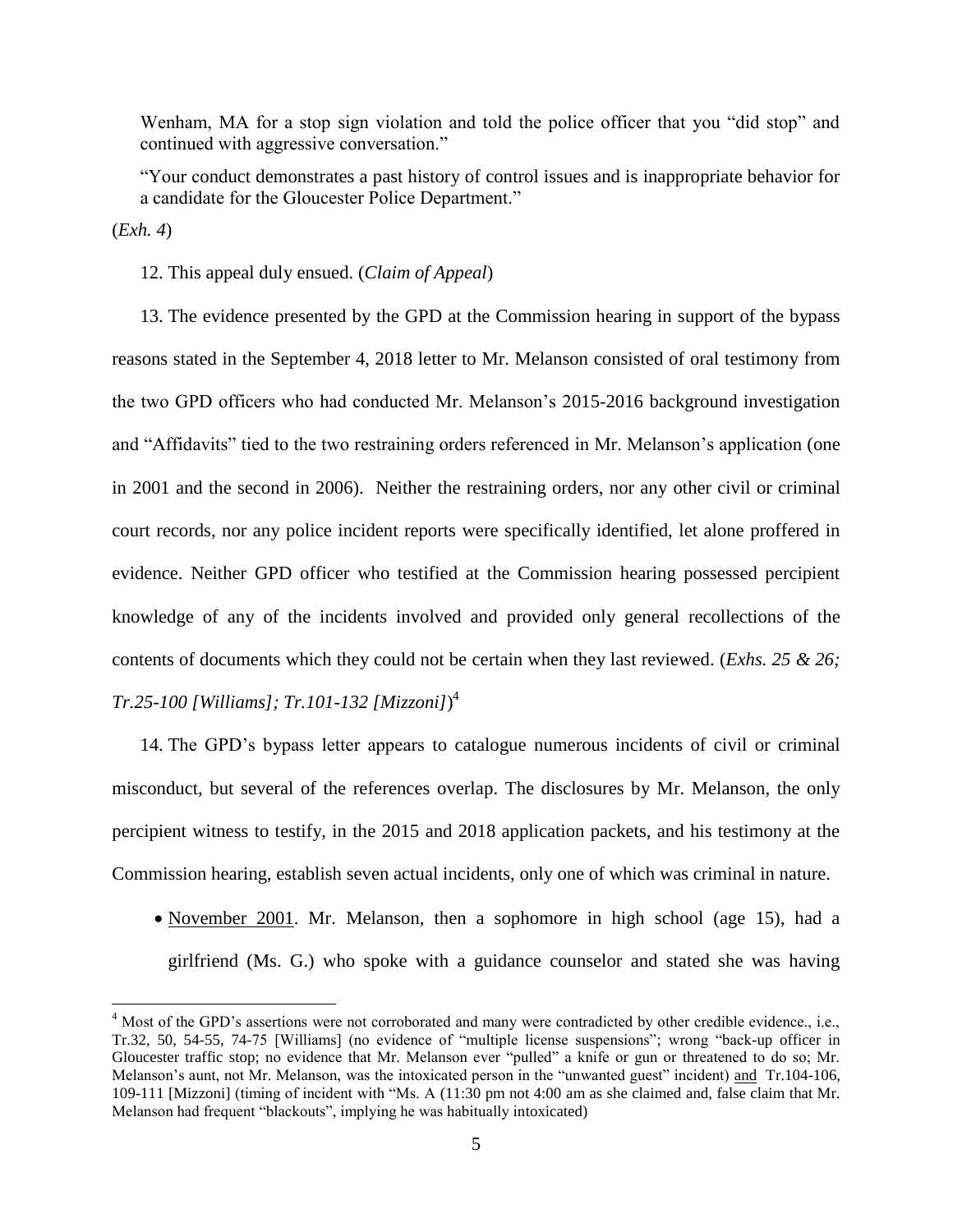Wenham, MA for a stop sign violation and told the police officer that you "did stop" and continued with aggressive conversation."

"Your conduct demonstrates a past history of control issues and is inappropriate behavior for a candidate for the Gloucester Police Department."

(*Exh. 4*)

12. This appeal duly ensued. (*Claim of Appeal*)

13. The evidence presented by the GPD at the Commission hearing in support of the bypass reasons stated in the September 4, 2018 letter to Mr. Melanson consisted of oral testimony from the two GPD officers who had conducted Mr. Melanson's 2015-2016 background investigation and "Affidavits" tied to the two restraining orders referenced in Mr. Melanson's application (one in 2001 and the second in 2006). Neither the restraining orders, nor any other civil or criminal court records, nor any police incident reports were specifically identified, let alone proffered in evidence. Neither GPD officer who testified at the Commission hearing possessed percipient knowledge of any of the incidents involved and provided only general recollections of the contents of documents which they could not be certain when they last reviewed. (*Exhs. 25 & 26; Tr.25-100 [Williams]; Tr.101-132 [Mizzoni]*)[4]

14. The GPD's bypass letter appears to catalogue numerous incidents of civil or criminal misconduct, but several of the references overlap. The disclosures by Mr. Melanson, the only percipient witness to testify, in the 2015 and 2018 application packets, and his testimony at the Commission hearing, establish seven actual incidents, only one of which was criminal in nature.

- November 2001. Mr. Melanson, then a sophomore in high school (age 15), had a girlfriend (Ms. G.) who spoke with a guidance counselor and stated she was having

[4] Most of the GPD's assertions were not corroborated and many were contradicted by other credible evidence., i.e., Tr.32, 50, 54-55, 74-75 [Williams] (no evidence of "multiple license suspensions"; wrong "back-up officer in Gloucester traffic stop; no evidence that Mr. Melanson ever "pulled" a knife or gun or threatened to do so; Mr. Melanson's aunt, not Mr. Melanson, was the intoxicated person in the "unwanted guest" incident) and Tr.104-106, 109-111 [Mizzoni] (timing of incident with "Ms. A (11:30 pm not 4:00 am as she claimed and, false claim that Mr. Melanson had frequent "blackouts", implying he was habitually intoxicated)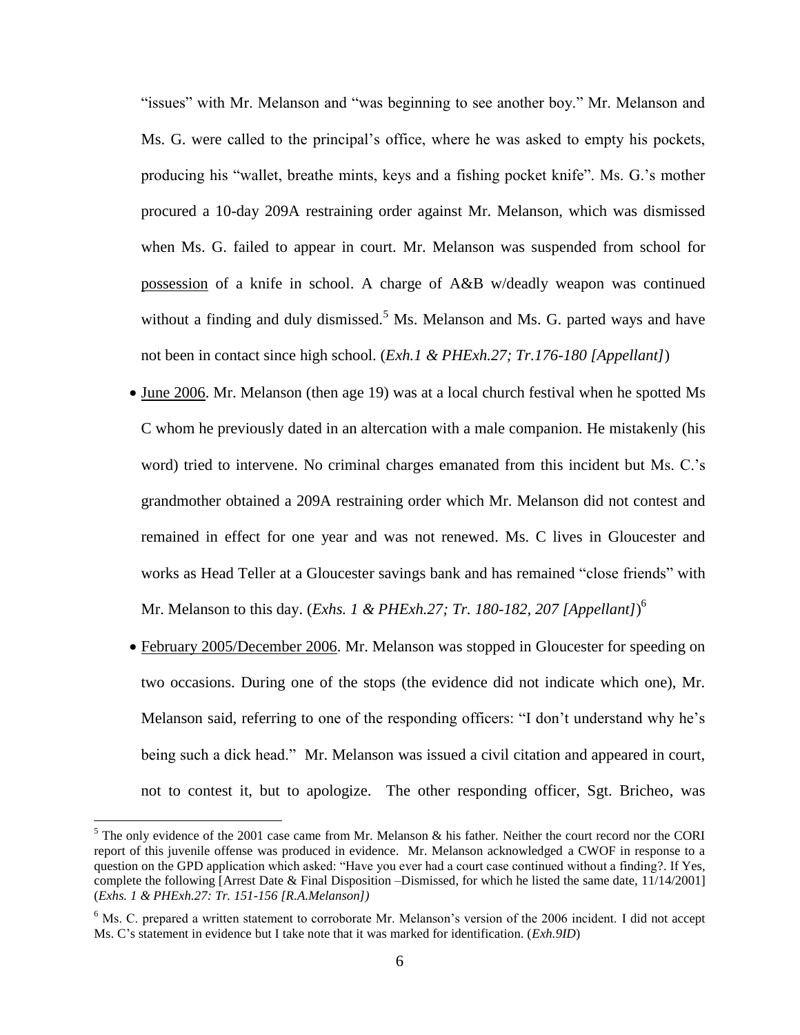"issues" with Mr. Melanson and "was beginning to see another boy." Mr. Melanson and Ms. G. were called to the principal's office, where he was asked to empty his pockets, producing his "wallet, breathe mints, keys and a fishing pocket knife". Ms. G.'s mother procured a 10-day 209A restraining order against Mr. Melanson, which was dismissed when Ms. G. failed to appear in court. Mr. Melanson was suspended from school for possession of a knife in school. A charge of A&B w/deadly weapon was continued without a finding and duly dismissed.[5] Ms. Melanson and Ms. G. parted ways and have not been in contact since high school. (*Exh.1 & PHExh.27; Tr.176-180 [Appellant]*)

- June 2006. Mr. Melanson (then age 19) was at a local church festival when he spotted Ms C whom he previously dated in an altercation with a male companion. He mistakenly (his word) tried to intervene. No criminal charges emanated from this incident but Ms. C.'s grandmother obtained a 209A restraining order which Mr. Melanson did not contest and remained in effect for one year and was not renewed. Ms. C lives in Gloucester and works as Head Teller at a Gloucester savings bank and has remained "close friends" with Mr. Melanson to this day. (*Exhs. 1 & PHExh.27; Tr. 180-182, 207 [Appellant]*)[6]
- February 2005/December 2006. Mr. Melanson was stopped in Gloucester for speeding on two occasions. During one of the stops (the evidence did not indicate which one), Mr. Melanson said, referring to one of the responding officers: "I don't understand why he's being such a dick head." Mr. Melanson was issued a civil citation and appeared in court, not to contest it, but to apologize. The other responding officer, Sgt. Bricheo, was

[5] The only evidence of the 2001 case came from Mr. Melanson & his father. Neither the court record nor the CORI report of this juvenile offense was produced in evidence. Mr. Melanson acknowledged a CWOF in response to a question on the GPD application which asked: "Have you ever had a court case continued without a finding?. If Yes, complete the following [Arrest Date & Final Disposition –Dismissed, for which he listed the same date, 11/14/2001] (*Exhs. 1 & PHExh.27: Tr. 151-156 [R.A.Melanson]*)

[6] Ms. C. prepared a written statement to corroborate Mr. Melanson's version of the 2006 incident. I did not accept Ms. C's statement in evidence but I take note that it was marked for identification. (*Exh.9ID*)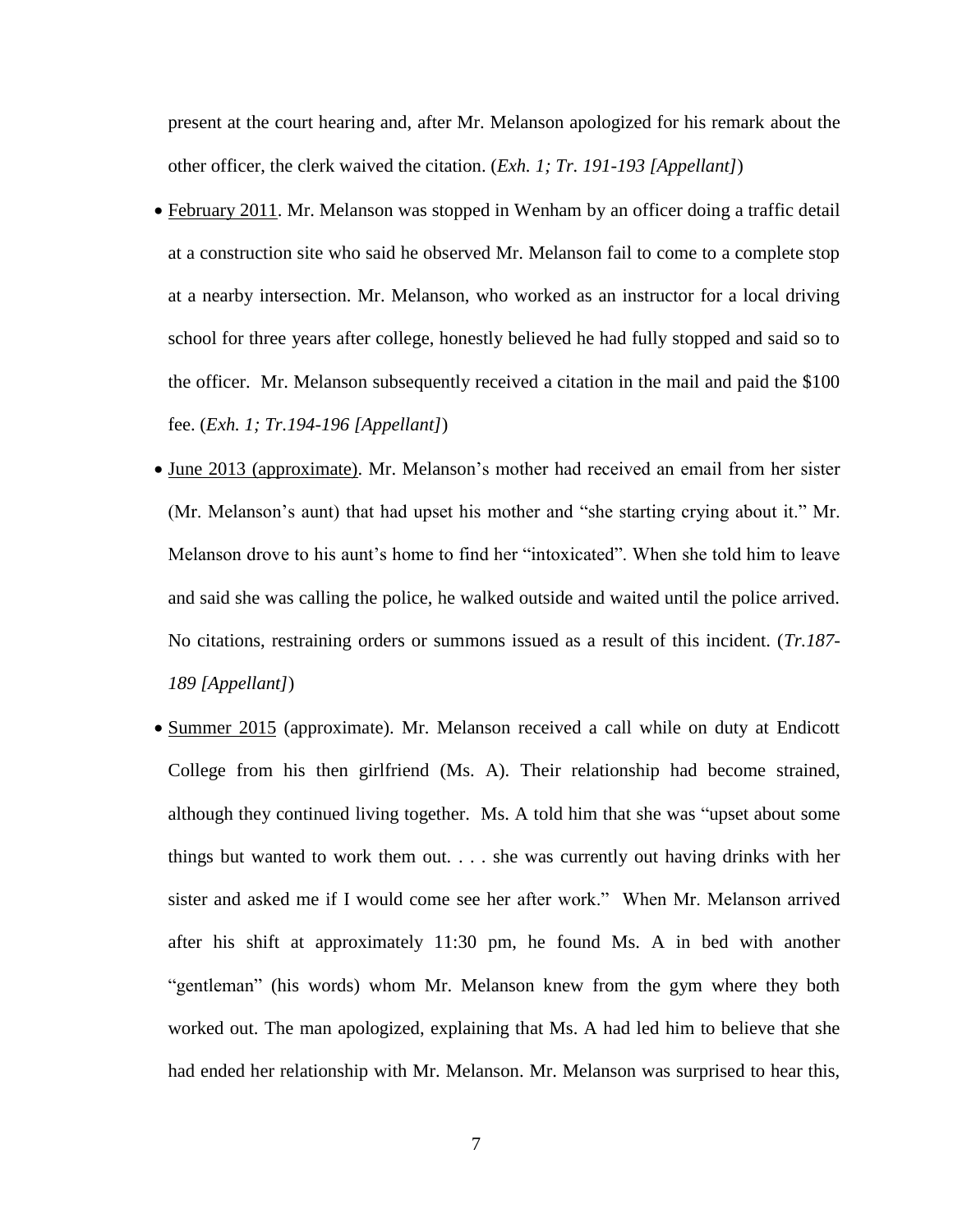present at the court hearing and, after Mr. Melanson apologized for his remark about the other officer, the clerk waived the citation. (*Exh. 1; Tr. 191-193 [Appellant]*)

- February 2011. Mr. Melanson was stopped in Wenham by an officer doing a traffic detail at a construction site who said he observed Mr. Melanson fail to come to a complete stop at a nearby intersection. Mr. Melanson, who worked as an instructor for a local driving school for three years after college, honestly believed he had fully stopped and said so to the officer. Mr. Melanson subsequently received a citation in the mail and paid the $100 fee. (*Exh. 1; Tr.194-196 [Appellant]*)
- June 2013 (approximate). Mr. Melanson's mother had received an email from her sister (Mr. Melanson's aunt) that had upset his mother and "she starting crying about it." Mr. Melanson drove to his aunt's home to find her "intoxicated". When she told him to leave and said she was calling the police, he walked outside and waited until the police arrived. No citations, restraining orders or summons issued as a result of this incident. (*Tr.187-189 [Appellant]*)
- Summer 2015 (approximate). Mr. Melanson received a call while on duty at Endicott College from his then girlfriend (Ms. A). Their relationship had become strained, although they continued living together. Ms. A told him that she was "upset about some things but wanted to work them out. . . . she was currently out having drinks with her sister and asked me if I would come see her after work." When Mr. Melanson arrived after his shift at approximately 11:30 pm, he found Ms. A in bed with another "gentleman" (his words) whom Mr. Melanson knew from the gym where they both worked out. The man apologized, explaining that Ms. A had led him to believe that she had ended her relationship with Mr. Melanson. Mr. Melanson was surprised to hear this,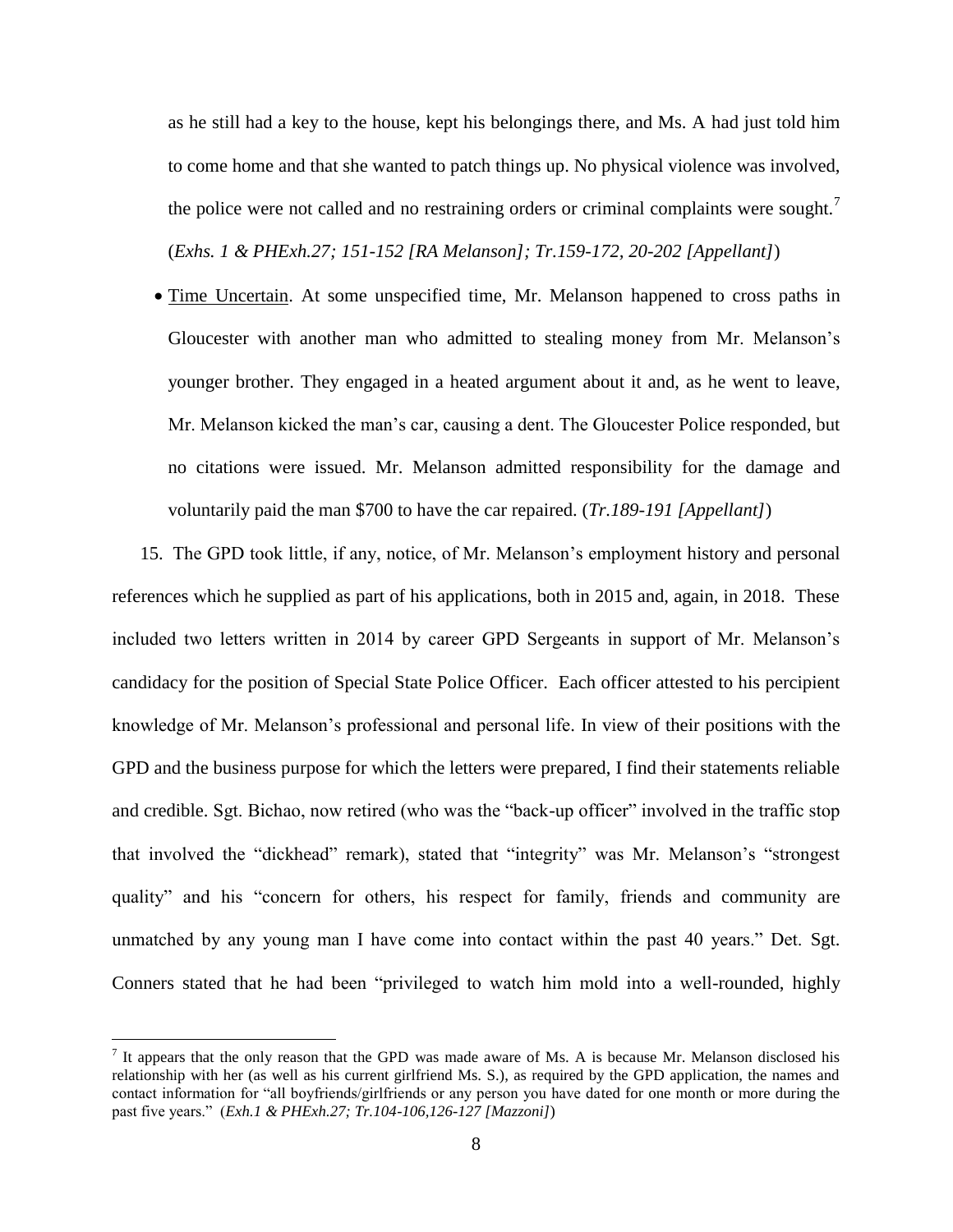as he still had a key to the house, kept his belongings there, and Ms. A had just told him to come home and that she wanted to patch things up. No physical violence was involved, the police were not called and no restraining orders or criminal complaints were sought.[7] (*Exhs. 1 & PHExh.27; 151-152 [RA Melanson]; Tr.159-172, 20-202 [Appellant]*)

- Time Uncertain. At some unspecified time, Mr. Melanson happened to cross paths in Gloucester with another man who admitted to stealing money from Mr. Melanson's younger brother. They engaged in a heated argument about it and, as he went to leave, Mr. Melanson kicked the man's car, causing a dent. The Gloucester Police responded, but no citations were issued. Mr. Melanson admitted responsibility for the damage and voluntarily paid the man $700 to have the car repaired. (*Tr.189-191 [Appellant]*)

15. The GPD took little, if any, notice, of Mr. Melanson's employment history and personal references which he supplied as part of his applications, both in 2015 and, again, in 2018. These included two letters written in 2014 by career GPD Sergeants in support of Mr. Melanson's candidacy for the position of Special State Police Officer. Each officer attested to his percipient knowledge of Mr. Melanson's professional and personal life. In view of their positions with the GPD and the business purpose for which the letters were prepared, I find their statements reliable and credible. Sgt. Bichao, now retired (who was the "back-up officer" involved in the traffic stop that involved the "dickhead" remark), stated that "integrity" was Mr. Melanson's "strongest quality" and his "concern for others, his respect for family, friends and community are unmatched by any young man I have come into contact within the past 40 years." Det. Sgt. Conners stated that he had been "privileged to watch him mold into a well-rounded, highly

[7] It appears that the only reason that the GPD was made aware of Ms. A is because Mr. Melanson disclosed his relationship with her (as well as his current girlfriend Ms. S.), as required by the GPD application, the names and contact information for "all boyfriends/girlfriends or any person you have dated for one month or more during the past five years." (*Exh.1 & PHExh.27; Tr.104-106,126-127 [Mazzoni]*)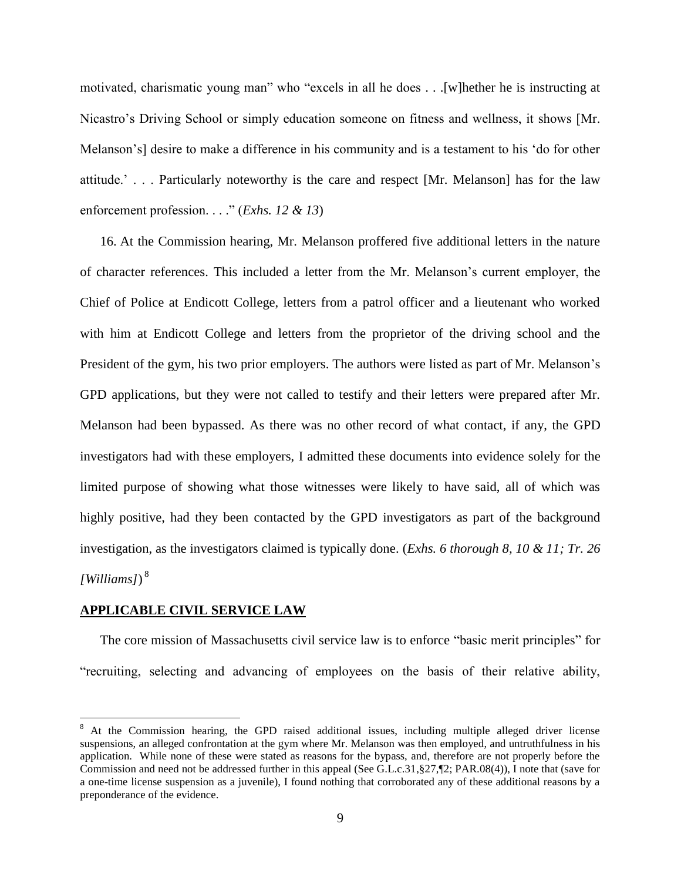motivated, charismatic young man" who "excels in all he does . . .[w]hether he is instructing at Nicastro's Driving School or simply education someone on fitness and wellness, it shows [Mr. Melanson's] desire to make a difference in his community and is a testament to his 'do for other attitude.' . . . Particularly noteworthy is the care and respect [Mr. Melanson] has for the law enforcement profession. . . ." (*Exhs. 12 & 13*)

16. At the Commission hearing, Mr. Melanson proffered five additional letters in the nature of character references. This included a letter from the Mr. Melanson's current employer, the Chief of Police at Endicott College, letters from a patrol officer and a lieutenant who worked with him at Endicott College and letters from the proprietor of the driving school and the President of the gym, his two prior employers. The authors were listed as part of Mr. Melanson's GPD applications, but they were not called to testify and their letters were prepared after Mr. Melanson had been bypassed. As there was no other record of what contact, if any, the GPD investigators had with these employers, I admitted these documents into evidence solely for the limited purpose of showing what those witnesses were likely to have said, all of which was highly positive, had they been contacted by the GPD investigators as part of the background investigation, as the investigators claimed is typically done. (*Exhs. 6 thorough 8, 10 & 11; Tr. 26 [Williams]*)[8]

## APPLICABLE CIVIL SERVICE LAW

The core mission of Massachusetts civil service law is to enforce "basic merit principles" for "recruiting, selecting and advancing of employees on the basis of their relative ability,

---

[8] At the Commission hearing, the GPD raised additional issues, including multiple alleged driver license suspensions, an alleged confrontation at the gym where Mr. Melanson was then employed, and untruthfulness in his application. While none of these were stated as reasons for the bypass, and, therefore are not properly before the Commission and need not be addressed further in this appeal (See G.L.c.31,§27,¶2; PAR.08(4)), I note that (save for a one-time license suspension as a juvenile), I found nothing that corroborated any of these additional reasons by a preponderance of the evidence.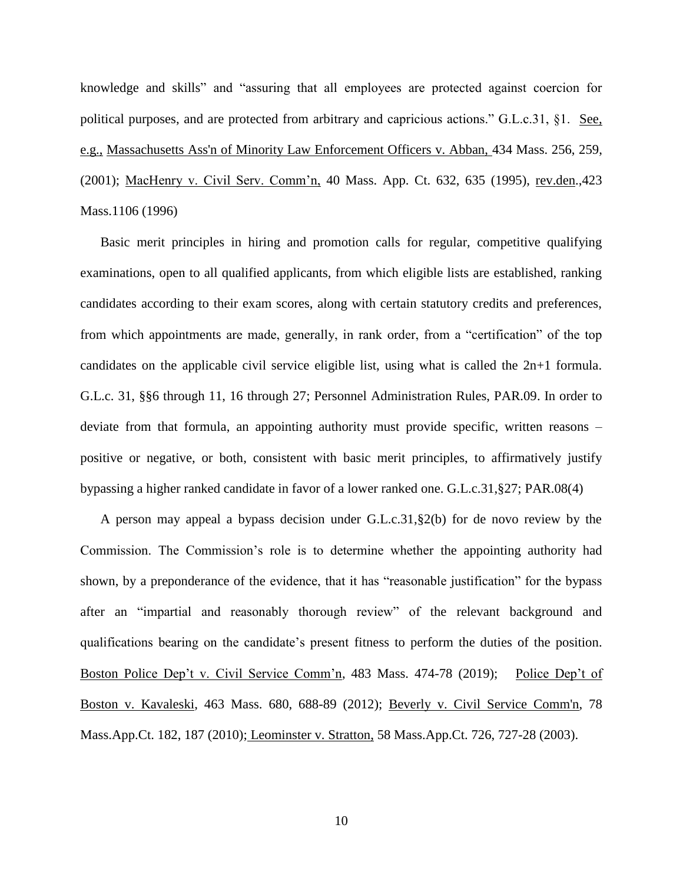knowledge and skills" and "assuring that all employees are protected against coercion for political purposes, and are protected from arbitrary and capricious actions." G.L.c.31, §1. See, e.g., Massachusetts Ass'n of Minority Law Enforcement Officers v. Abban, 434 Mass. 256, 259, (2001); MacHenry v. Civil Serv. Comm'n, 40 Mass. App. Ct. 632, 635 (1995), rev.den.,423 Mass.1106 (1996)

Basic merit principles in hiring and promotion calls for regular, competitive qualifying examinations, open to all qualified applicants, from which eligible lists are established, ranking candidates according to their exam scores, along with certain statutory credits and preferences, from which appointments are made, generally, in rank order, from a "certification" of the top candidates on the applicable civil service eligible list, using what is called the 2n+1 formula. G.L.c. 31, §§6 through 11, 16 through 27; Personnel Administration Rules, PAR.09. In order to deviate from that formula, an appointing authority must provide specific, written reasons – positive or negative, or both, consistent with basic merit principles, to affirmatively justify bypassing a higher ranked candidate in favor of a lower ranked one. G.L.c.31,§27; PAR.08(4)

A person may appeal a bypass decision under G.L.c.31,§2(b) for de novo review by the Commission. The Commission's role is to determine whether the appointing authority had shown, by a preponderance of the evidence, that it has "reasonable justification" for the bypass after an "impartial and reasonably thorough review" of the relevant background and qualifications bearing on the candidate's present fitness to perform the duties of the position. Boston Police Dep't v. Civil Service Comm'n, 483 Mass. 474-78 (2019); Police Dep't of Boston v. Kavaleski, 463 Mass. 680, 688-89 (2012); Beverly v. Civil Service Comm'n, 78 Mass.App.Ct. 182, 187 (2010); Leominster v. Stratton, 58 Mass.App.Ct. 726, 727-28 (2003).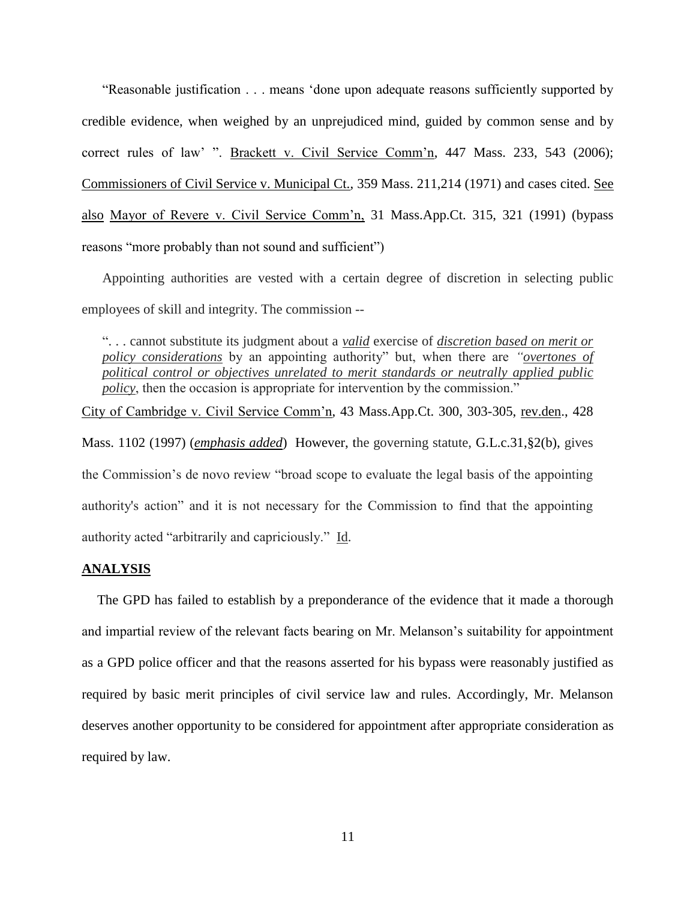"Reasonable justification . . . means 'done upon adequate reasons sufficiently supported by credible evidence, when weighed by an unprejudiced mind, guided by common sense and by correct rules of law' ". Brackett v. Civil Service Comm'n, 447 Mass. 233, 543 (2006); Commissioners of Civil Service v. Municipal Ct., 359 Mass. 211,214 (1971) and cases cited. See also Mayor of Revere v. Civil Service Comm'n, 31 Mass.App.Ct. 315, 321 (1991) (bypass reasons "more probably than not sound and sufficient")

Appointing authorities are vested with a certain degree of discretion in selecting public employees of skill and integrity. The commission --

> ". . . cannot substitute its judgment about a ***valid*** exercise of ***discretion based on merit or policy considerations*** by an appointing authority" but, when there are *"**overtones of political control or objectives unrelated to merit standards or neutrally applied public policy**"*, then the occasion is appropriate for intervention by the commission."

City of Cambridge v. Civil Service Comm'n, 43 Mass.App.Ct. 300, 303-305, rev.den., 428 Mass. 1102 (1997) (***emphasis added***) However, the governing statute, G.L.c.31,§2(b), gives the Commission's de novo review "broad scope to evaluate the legal basis of the appointing authority's action" and it is not necessary for the Commission to find that the appointing authority acted "arbitrarily and capriciously." Id.

## ANALYSIS

The GPD has failed to establish by a preponderance of the evidence that it made a thorough and impartial review of the relevant facts bearing on Mr. Melanson's suitability for appointment as a GPD police officer and that the reasons asserted for his bypass were reasonably justified as required by basic merit principles of civil service law and rules. Accordingly, Mr. Melanson deserves another opportunity to be considered for appointment after appropriate consideration as required by law.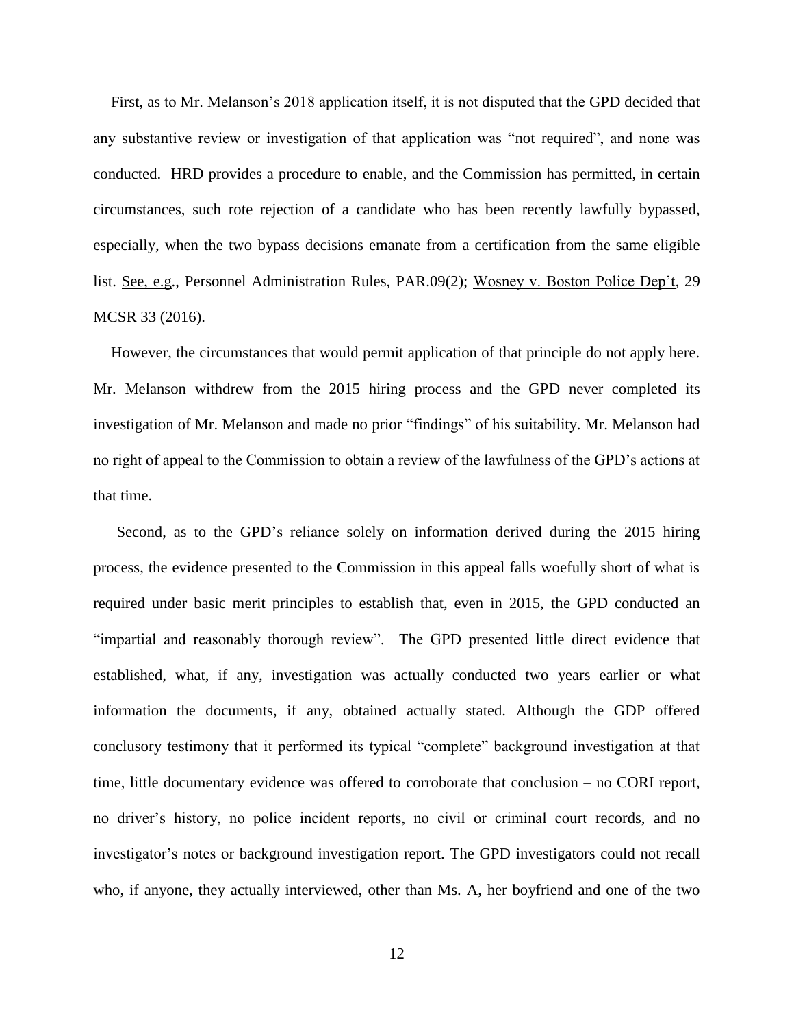First, as to Mr. Melanson's 2018 application itself, it is not disputed that the GPD decided that any substantive review or investigation of that application was "not required", and none was conducted. HRD provides a procedure to enable, and the Commission has permitted, in certain circumstances, such rote rejection of a candidate who has been recently lawfully bypassed, especially, when the two bypass decisions emanate from a certification from the same eligible list. See, e.g., Personnel Administration Rules, PAR.09(2); Wosney v. Boston Police Dep't, 29 MCSR 33 (2016).

However, the circumstances that would permit application of that principle do not apply here. Mr. Melanson withdrew from the 2015 hiring process and the GPD never completed its investigation of Mr. Melanson and made no prior "findings" of his suitability. Mr. Melanson had no right of appeal to the Commission to obtain a review of the lawfulness of the GPD's actions at that time.

Second, as to the GPD's reliance solely on information derived during the 2015 hiring process, the evidence presented to the Commission in this appeal falls woefully short of what is required under basic merit principles to establish that, even in 2015, the GPD conducted an "impartial and reasonably thorough review". The GPD presented little direct evidence that established, what, if any, investigation was actually conducted two years earlier or what information the documents, if any, obtained actually stated. Although the GDP offered conclusory testimony that it performed its typical "complete" background investigation at that time, little documentary evidence was offered to corroborate that conclusion – no CORI report, no driver's history, no police incident reports, no civil or criminal court records, and no investigator's notes or background investigation report. The GPD investigators could not recall who, if anyone, they actually interviewed, other than Ms. A, her boyfriend and one of the two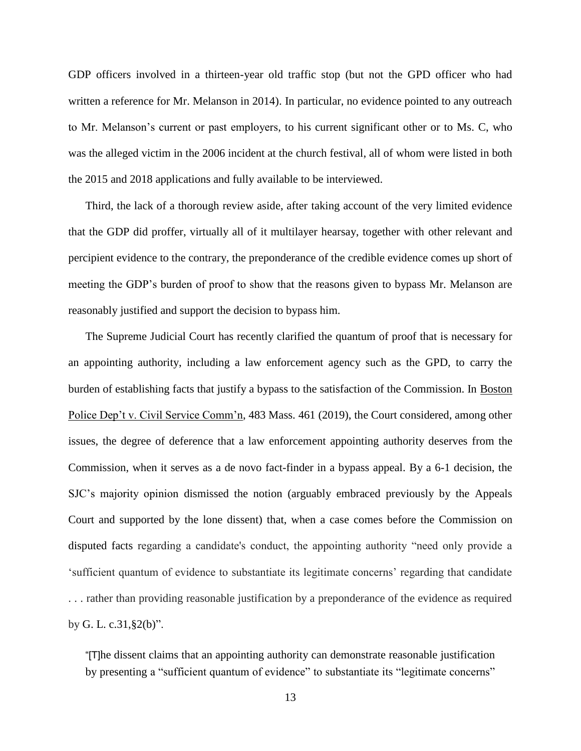GDP officers involved in a thirteen-year old traffic stop (but not the GPD officer who had written a reference for Mr. Melanson in 2014). In particular, no evidence pointed to any outreach to Mr. Melanson's current or past employers, to his current significant other or to Ms. C, who was the alleged victim in the 2006 incident at the church festival, all of whom were listed in both the 2015 and 2018 applications and fully available to be interviewed.

Third, the lack of a thorough review aside, after taking account of the very limited evidence that the GDP did proffer, virtually all of it multilayer hearsay, together with other relevant and percipient evidence to the contrary, the preponderance of the credible evidence comes up short of meeting the GDP's burden of proof to show that the reasons given to bypass Mr. Melanson are reasonably justified and support the decision to bypass him.

The Supreme Judicial Court has recently clarified the quantum of proof that is necessary for an appointing authority, including a law enforcement agency such as the GPD, to carry the burden of establishing facts that justify a bypass to the satisfaction of the Commission. In Boston Police Dep't v. Civil Service Comm'n, 483 Mass. 461 (2019), the Court considered, among other issues, the degree of deference that a law enforcement appointing authority deserves from the Commission, when it serves as a de novo fact-finder in a bypass appeal. By a 6-1 decision, the SJC's majority opinion dismissed the notion (arguably embraced previously by the Appeals Court and supported by the lone dissent) that, when a case comes before the Commission on disputed facts regarding a candidate's conduct, the appointing authority "need only provide a 'sufficient quantum of evidence to substantiate its legitimate concerns' regarding that candidate . . . rather than providing reasonable justification by a preponderance of the evidence as required by G. L. c.31,§2(b)".

> "[T]he dissent claims that an appointing authority can demonstrate reasonable justification by presenting a "sufficient quantum of evidence" to substantiate its "legitimate concerns"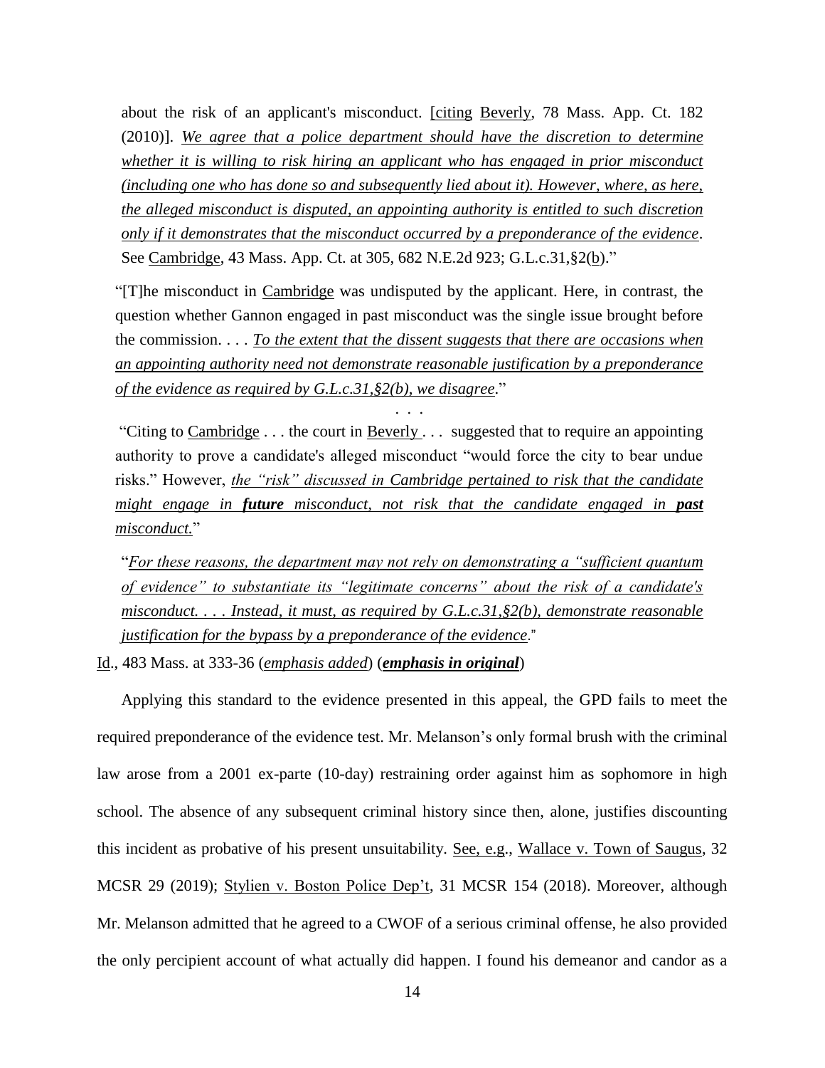about the risk of an applicant's misconduct. [citing Beverly, 78 Mass. App. Ct. 182 (2010)]. *We agree that a police department should have the discretion to determine whether it is willing to risk hiring an applicant who has engaged in prior misconduct (including one who has done so and subsequently lied about it). However, where, as here, the alleged misconduct is disputed, an appointing authority is entitled to such discretion only if it demonstrates that the misconduct occurred by a preponderance of the evidence*. See Cambridge, 43 Mass. App. Ct. at 305, 682 N.E.2d 923; G.L.c.31,§2(b)."

"[T]he misconduct in Cambridge was undisputed by the applicant. Here, in contrast, the question whether Gannon engaged in past misconduct was the single issue brought before the commission. . . . *To the extent that the dissent suggests that there are occasions when an appointing authority need not demonstrate reasonable justification by a preponderance of the evidence as required by G.L.c.31,§2(b), we disagree*."

. . .

"Citing to Cambridge . . . the court in Beverly . . . suggested that to require an appointing authority to prove a candidate's alleged misconduct "would force the city to bear undue risks." However, *the "risk" discussed in Cambridge pertained to risk that the candidate might engage in* ***future*** *misconduct, not risk that the candidate engaged in* ***past*** *misconduct.*"

"*For these reasons, the department may not rely on demonstrating a "sufficient quantum of evidence" to substantiate its "legitimate concerns" about the risk of a candidate's misconduct. . . . Instead, it must, as required by G.L.c.31,§2(b), demonstrate reasonable justification for the bypass by a preponderance of the evidence*."

Id., 483 Mass. at 333-36 (*emphasis added*) (***emphasis in original***)

Applying this standard to the evidence presented in this appeal, the GPD fails to meet the required preponderance of the evidence test. Mr. Melanson's only formal brush with the criminal law arose from a 2001 ex-parte (10-day) restraining order against him as sophomore in high school. The absence of any subsequent criminal history since then, alone, justifies discounting this incident as probative of his present unsuitability. See, e.g., Wallace v. Town of Saugus, 32 MCSR 29 (2019); Stylien v. Boston Police Dep't, 31 MCSR 154 (2018). Moreover, although Mr. Melanson admitted that he agreed to a CWOF of a serious criminal offense, he also provided the only percipient account of what actually did happen. I found his demeanor and candor as a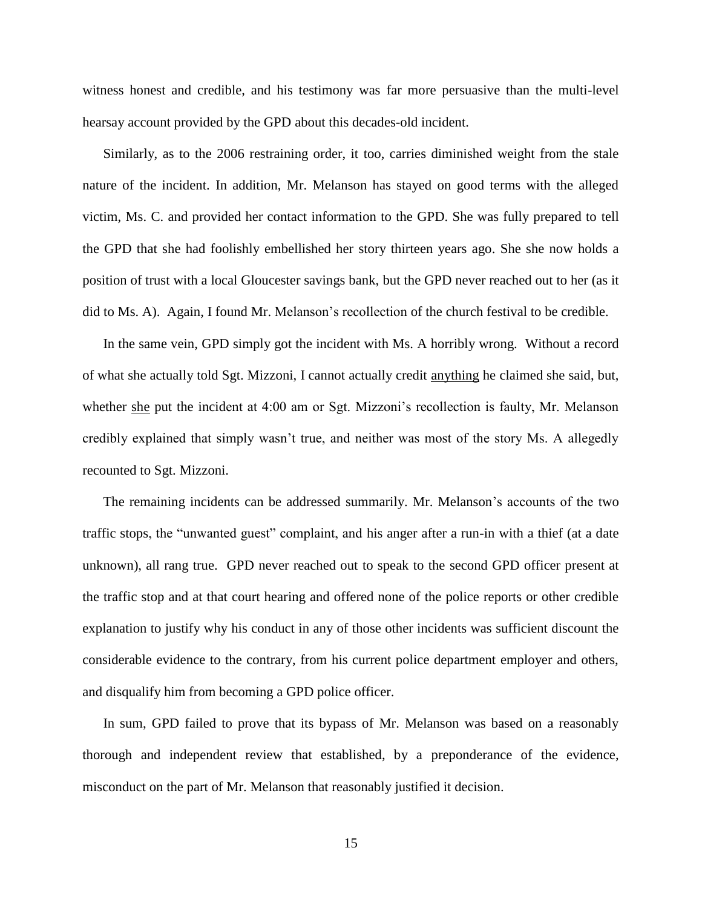witness honest and credible, and his testimony was far more persuasive than the multi-level hearsay account provided by the GPD about this decades-old incident.

Similarly, as to the 2006 restraining order, it too, carries diminished weight from the stale nature of the incident. In addition, Mr. Melanson has stayed on good terms with the alleged victim, Ms. C. and provided her contact information to the GPD. She was fully prepared to tell the GPD that she had foolishly embellished her story thirteen years ago. She she now holds a position of trust with a local Gloucester savings bank, but the GPD never reached out to her (as it did to Ms. A). Again, I found Mr. Melanson's recollection of the church festival to be credible.

In the same vein, GPD simply got the incident with Ms. A horribly wrong. Without a record of what she actually told Sgt. Mizzoni, I cannot actually credit <u>anything</u> he claimed she said, but, whether <u>she</u> put the incident at 4:00 am or Sgt. Mizzoni's recollection is faulty, Mr. Melanson credibly explained that simply wasn't true, and neither was most of the story Ms. A allegedly recounted to Sgt. Mizzoni.

The remaining incidents can be addressed summarily. Mr. Melanson's accounts of the two traffic stops, the "unwanted guest" complaint, and his anger after a run-in with a thief (at a date unknown), all rang true. GPD never reached out to speak to the second GPD officer present at the traffic stop and at that court hearing and offered none of the police reports or other credible explanation to justify why his conduct in any of those other incidents was sufficient discount the considerable evidence to the contrary, from his current police department employer and others, and disqualify him from becoming a GPD police officer.

In sum, GPD failed to prove that its bypass of Mr. Melanson was based on a reasonably thorough and independent review that established, by a preponderance of the evidence, misconduct on the part of Mr. Melanson that reasonably justified it decision.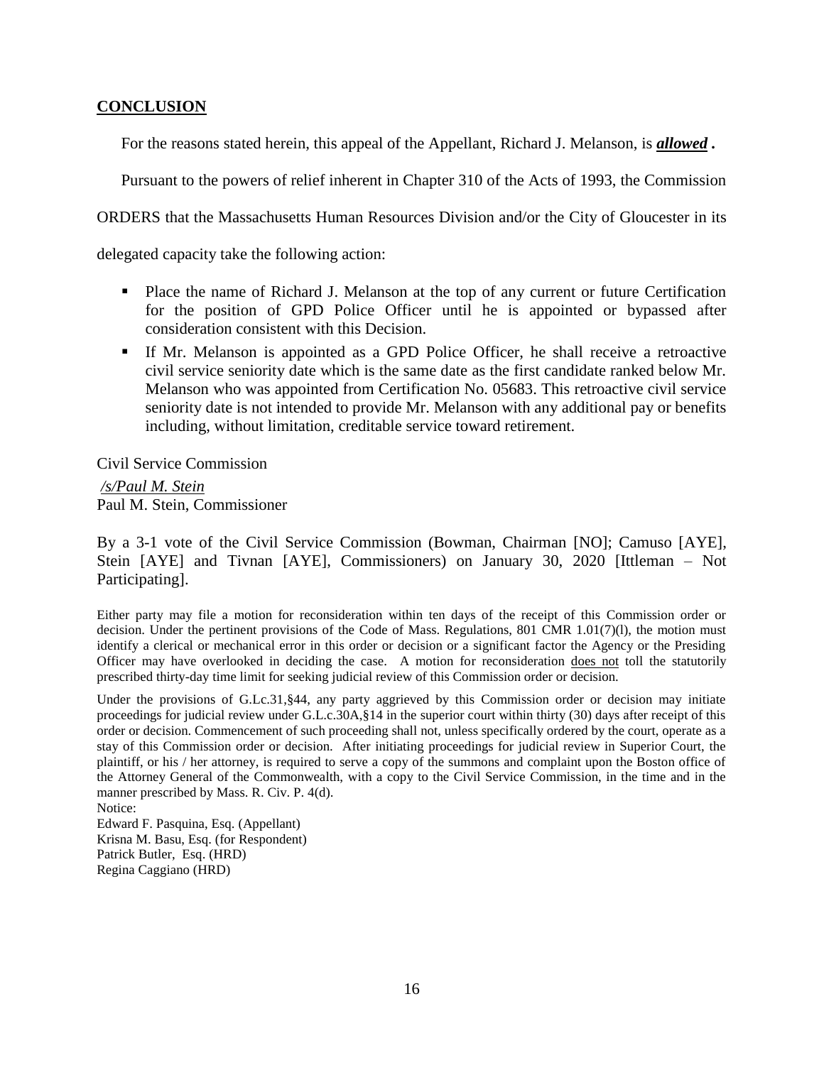## CONCLUSION

For the reasons stated herein, this appeal of the Appellant, Richard J. Melanson, is ***allowed* .**

Pursuant to the powers of relief inherent in Chapter 310 of the Acts of 1993, the Commission ORDERS that the Massachusetts Human Resources Division and/or the City of Gloucester in its delegated capacity take the following action:

- Place the name of Richard J. Melanson at the top of any current or future Certification for the position of GPD Police Officer until he is appointed or bypassed after consideration consistent with this Decision.
- If Mr. Melanson is appointed as a GPD Police Officer, he shall receive a retroactive civil service seniority date which is the same date as the first candidate ranked below Mr. Melanson who was appointed from Certification No. 05683. This retroactive civil service seniority date is not intended to provide Mr. Melanson with any additional pay or benefits including, without limitation, creditable service toward retirement.

Civil Service Commission

*/s/Paul M. Stein*
Paul M. Stein, Commissioner

By a 3-1 vote of the Civil Service Commission (Bowman, Chairman [NO]; Camuso [AYE], Stein [AYE] and Tivnan [AYE], Commissioners) on January 30, 2020 [Ittleman – Not Participating].

Either party may file a motion for reconsideration within ten days of the receipt of this Commission order or decision. Under the pertinent provisions of the Code of Mass. Regulations, 801 CMR 1.01(7)(l), the motion must identify a clerical or mechanical error in this order or decision or a significant factor the Agency or the Presiding Officer may have overlooked in deciding the case. A motion for reconsideration does not toll the statutorily prescribed thirty-day time limit for seeking judicial review of this Commission order or decision.

Under the provisions of G.L.c.31,§44, any party aggrieved by this Commission order or decision may initiate proceedings for judicial review under G.L.c.30A,§14 in the superior court within thirty (30) days after receipt of this order or decision. Commencement of such proceeding shall not, unless specifically ordered by the court, operate as a stay of this Commission order or decision. After initiating proceedings for judicial review in Superior Court, the plaintiff, or his / her attorney, is required to serve a copy of the summons and complaint upon the Boston office of the Attorney General of the Commonwealth, with a copy to the Civil Service Commission, in the time and in the manner prescribed by Mass. R. Civ. P. 4(d).

Notice:
Edward F. Pasquina, Esq. (Appellant)
Krisna M. Basu, Esq. (for Respondent)
Patrick Butler, Esq. (HRD)
Regina Caggiano (HRD)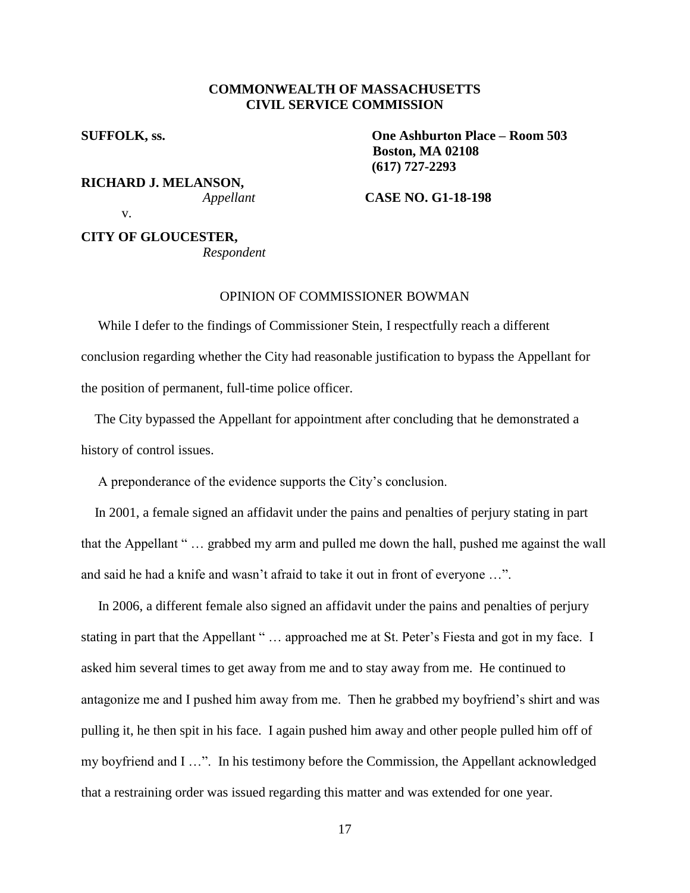**COMMONWEALTH OF MASSACHUSETTS**
**CIVIL SERVICE COMMISSION**

**SUFFOLK, ss.** **One Ashburton Place – Room 503**
**Boston, MA 02108**
**(617) 727-2293**

**RICHARD J. MELANSON,**
*Appellant*

v. **CASE NO. G1-18-198**

**CITY OF GLOUCESTER,**
*Respondent*

OPINION OF COMMISSIONER BOWMAN

While I defer to the findings of Commissioner Stein, I respectfully reach a different conclusion regarding whether the City had reasonable justification to bypass the Appellant for the position of permanent, full-time police officer.

The City bypassed the Appellant for appointment after concluding that he demonstrated a history of control issues.

A preponderance of the evidence supports the City's conclusion.

In 2001, a female signed an affidavit under the pains and penalties of perjury stating in part that the Appellant " … grabbed my arm and pulled me down the hall, pushed me against the wall and said he had a knife and wasn't afraid to take it out in front of everyone …".

In 2006, a different female also signed an affidavit under the pains and penalties of perjury stating in part that the Appellant " … approached me at St. Peter's Fiesta and got in my face. I asked him several times to get away from me and to stay away from me. He continued to antagonize me and I pushed him away from me. Then he grabbed my boyfriend's shirt and was pulling it, he then spit in his face. I again pushed him away and other people pulled him off of my boyfriend and I …". In his testimony before the Commission, the Appellant acknowledged that a restraining order was issued regarding this matter and was extended for one year.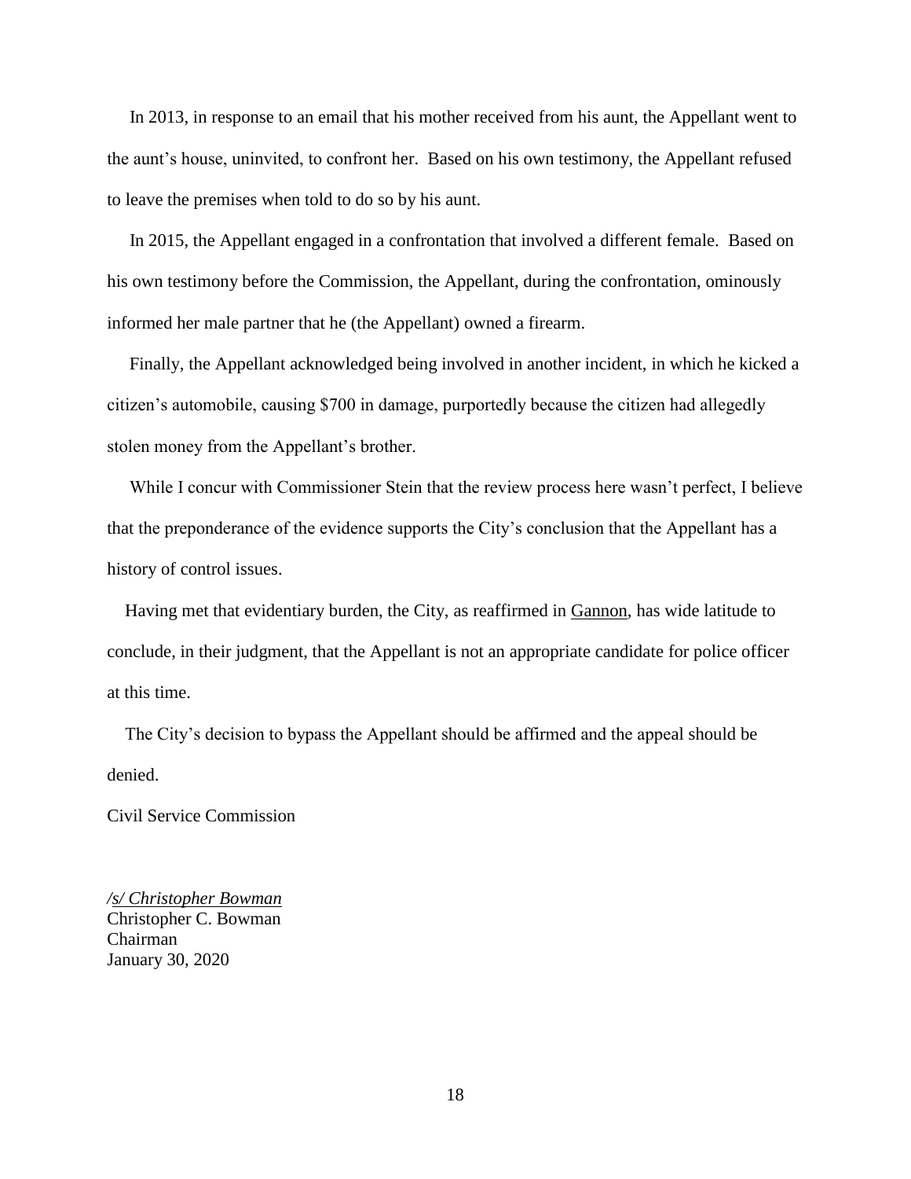In 2013, in response to an email that his mother received from his aunt, the Appellant went to the aunt's house, uninvited, to confront her. Based on his own testimony, the Appellant refused to leave the premises when told to do so by his aunt.

In 2015, the Appellant engaged in a confrontation that involved a different female. Based on his own testimony before the Commission, the Appellant, during the confrontation, ominously informed her male partner that he (the Appellant) owned a firearm.

Finally, the Appellant acknowledged being involved in another incident, in which he kicked a citizen's automobile, causing $700 in damage, purportedly because the citizen had allegedly stolen money from the Appellant's brother.

While I concur with Commissioner Stein that the review process here wasn't perfect, I believe that the preponderance of the evidence supports the City's conclusion that the Appellant has a history of control issues.

Having met that evidentiary burden, the City, as reaffirmed in Gannon, has wide latitude to conclude, in their judgment, that the Appellant is not an appropriate candidate for police officer at this time.

The City's decision to bypass the Appellant should be affirmed and the appeal should be denied.

Civil Service Commission

*/s/ Christopher Bowman*
Christopher C. Bowman
Chairman
January 30, 2020